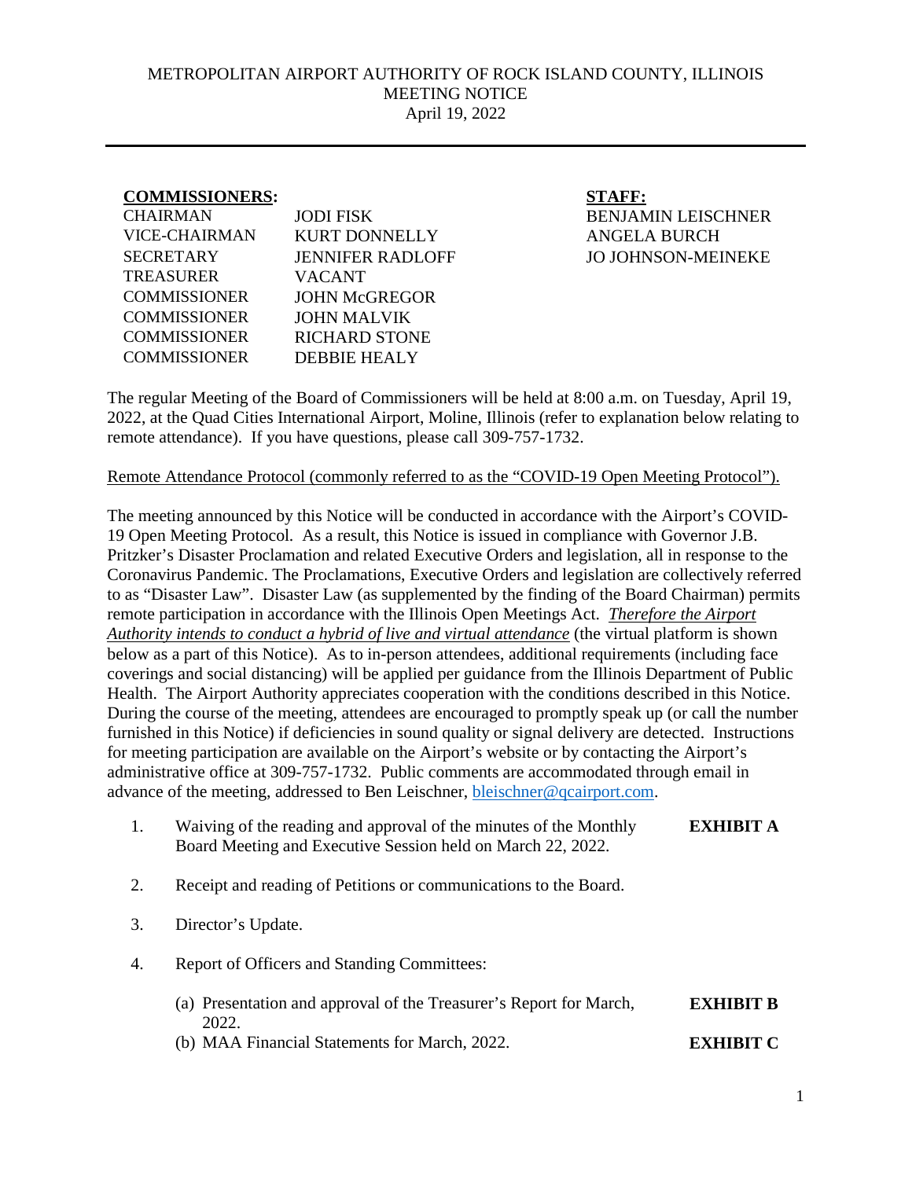# METROPOLITAN AIRPORT AUTHORITY OF ROCK ISLAND COUNTY, ILLINOIS
## MEETING NOTICE
### April 19, 2022

---

**COMMISSIONERS:**

| | |
|---|---|
| CHAIRMAN | JODI FISK |
| VICE-CHAIRMAN | KURT DONNELLY |
| SECRETARY | JENNIFER RADLOFF |
| TREASURER | VACANT |
| COMMISSIONER | JOHN McGREGOR |
| COMMISSIONER | JOHN MALVIK |
| COMMISSIONER | RICHARD STONE |
| COMMISSIONER | DEBBIE HEALY |

**STAFF:**

BENJAMIN LEISCHNER
ANGELA BURCH
JO JOHNSON-MEINEKE

The regular Meeting of the Board of Commissioners will be held at 8:00 a.m. on Tuesday, April 19, 2022, at the Quad Cities International Airport, Moline, Illinois (refer to explanation below relating to remote attendance). If you have questions, please call 309-757-1732.

Remote Attendance Protocol (commonly referred to as the "COVID-19 Open Meeting Protocol").

The meeting announced by this Notice will be conducted in accordance with the Airport's COVID-19 Open Meeting Protocol. As a result, this Notice is issued in compliance with Governor J.B. Pritzker's Disaster Proclamation and related Executive Orders and legislation, all in response to the Coronavirus Pandemic. The Proclamations, Executive Orders and legislation are collectively referred to as "Disaster Law". Disaster Law (as supplemented by the finding of the Board Chairman) permits remote participation in accordance with the Illinois Open Meetings Act. *Therefore the Airport Authority intends to conduct a hybrid of live and virtual attendance* (the virtual platform is shown below as a part of this Notice). As to in-person attendees, additional requirements (including face coverings and social distancing) will be applied per guidance from the Illinois Department of Public Health. The Airport Authority appreciates cooperation with the conditions described in this Notice. During the course of the meeting, attendees are encouraged to promptly speak up (or call the number furnished in this Notice) if deficiencies in sound quality or signal delivery are detected. Instructions for meeting participation are available on the Airport's website or by contacting the Airport's administrative office at 309-757-1732. Public comments are accommodated through email in advance of the meeting, addressed to Ben Leischner, bleischner@qcairport.com.

1. Waiving of the reading and approval of the minutes of the Monthly Board Meeting and Executive Session held on March 22, 2022. **EXHIBIT A**

2. Receipt and reading of Petitions or communications to the Board.

3. Director's Update.

4. Report of Officers and Standing Committees:

   (a) Presentation and approval of the Treasurer's Report for March, 2022. **EXHIBIT B**

   (b) MAA Financial Statements for March, 2022. **EXHIBIT C**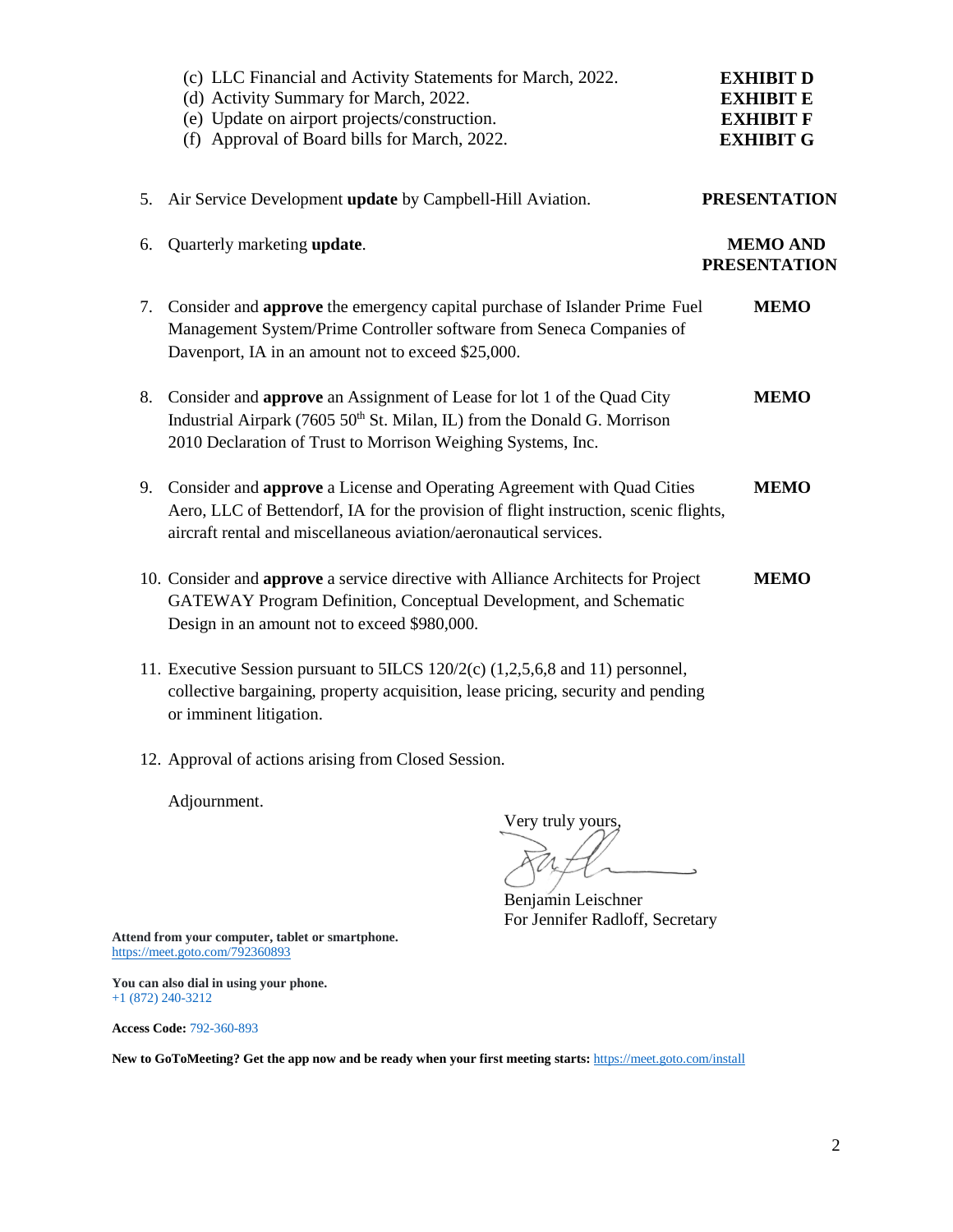(c) LLC Financial and Activity Statements for March, 2022. **EXHIBIT D**
(d) Activity Summary for March, 2022. **EXHIBIT E**
(e) Update on airport projects/construction. **EXHIBIT F**
(f) Approval of Board bills for March, 2022. **EXHIBIT G**

5. Air Service Development **update** by Campbell-Hill Aviation. **PRESENTATION**

6. Quarterly marketing **update**. **MEMO AND PRESENTATION**

7. Consider and **approve** the emergency capital purchase of Islander Prime Fuel Management System/Prime Controller software from Seneca Companies of Davenport, IA in an amount not to exceed $25,000. **MEMO**

8. Consider and **approve** an Assignment of Lease for lot 1 of the Quad City Industrial Airpark (7605 50th St. Milan, IL) from the Donald G. Morrison 2010 Declaration of Trust to Morrison Weighing Systems, Inc. **MEMO**

9. Consider and **approve** a License and Operating Agreement with Quad Cities Aero, LLC of Bettendorf, IA for the provision of flight instruction, scenic flights, aircraft rental and miscellaneous aviation/aeronautical services. **MEMO**

10. Consider and **approve** a service directive with Alliance Architects for Project GATEWAY Program Definition, Conceptual Development, and Schematic Design in an amount not to exceed $980,000. **MEMO**

11. Executive Session pursuant to 5ILCS 120/2(c) (1,2,5,6,8 and 11) personnel, collective bargaining, property acquisition, lease pricing, security and pending or imminent litigation.

12. Approval of actions arising from Closed Session.

Adjournment.

Very truly yours,

Benjamin Leischner
For Jennifer Radloff, Secretary

**Attend from your computer, tablet or smartphone.**
https://meet.goto.com/792360893

**You can also dial in using your phone.**
+1 (872) 240-3212

**Access Code:** 792-360-893

**New to GoToMeeting? Get the app now and be ready when your first meeting starts:** https://meet.goto.com/install